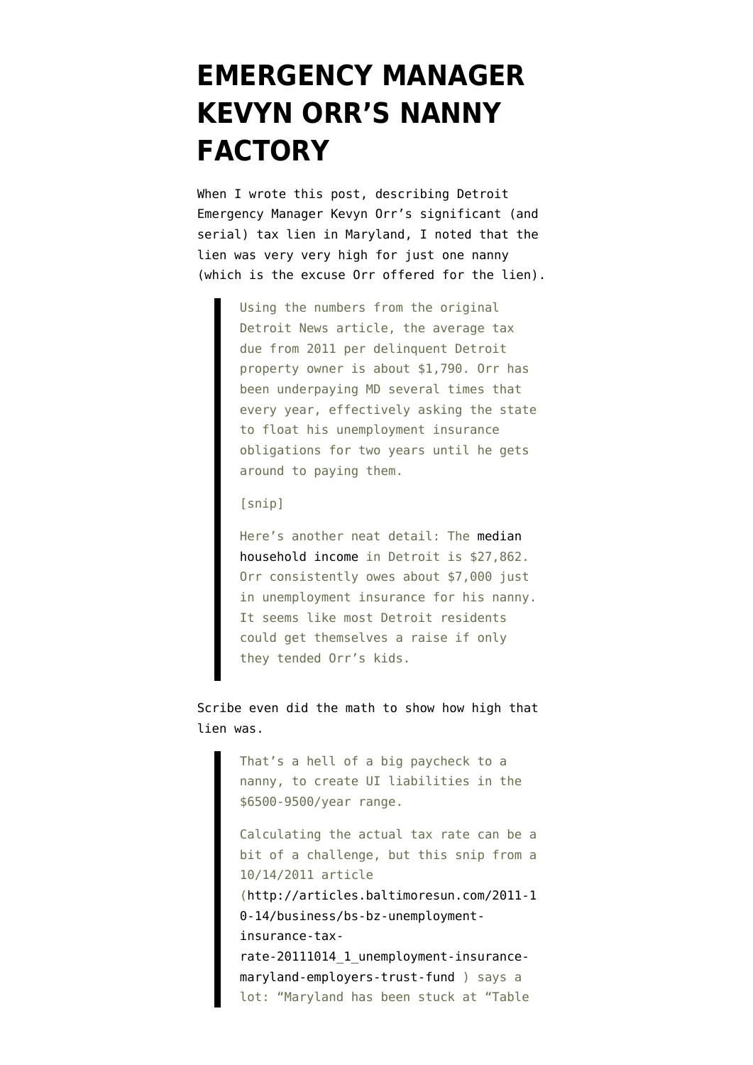# EMERGENCY MANAGER KEVYN ORR'S NANNY FACTORY

When I wrote this post, describing Detroit Emergency Manager Kevyn Orr's significant (and serial) tax lien in Maryland, I noted that the lien was very very high for just one nanny (which is the excuse Orr offered for the lien).

> Using the numbers from the original Detroit News article, the average tax due from 2011 per delinquent Detroit property owner is about $1,790. Orr has been underpaying MD several times that every year, effectively asking the state to float his unemployment insurance obligations for two years until he gets around to paying them.
>
> [snip]
>
> Here's another neat detail: The median household income in Detroit is $27,862. Orr consistently owes about $7,000 just in unemployment insurance for his nanny. It seems like most Detroit residents could get themselves a raise if only they tended Orr's kids.

Scribe even did the math to show how high that lien was.

> That's a hell of a big paycheck to a nanny, to create UI liabilities in the $6500-9500/year range.
>
> Calculating the actual tax rate can be a bit of a challenge, but this snip from a 10/14/2011 article (http://articles.baltimoresun.com/2011-10-14/business/bs-bz-unemployment-insurance-tax-rate-20111014_1_unemployment-insurance-maryland-employers-trust-fund ) says a lot: "Maryland has been stuck at "Table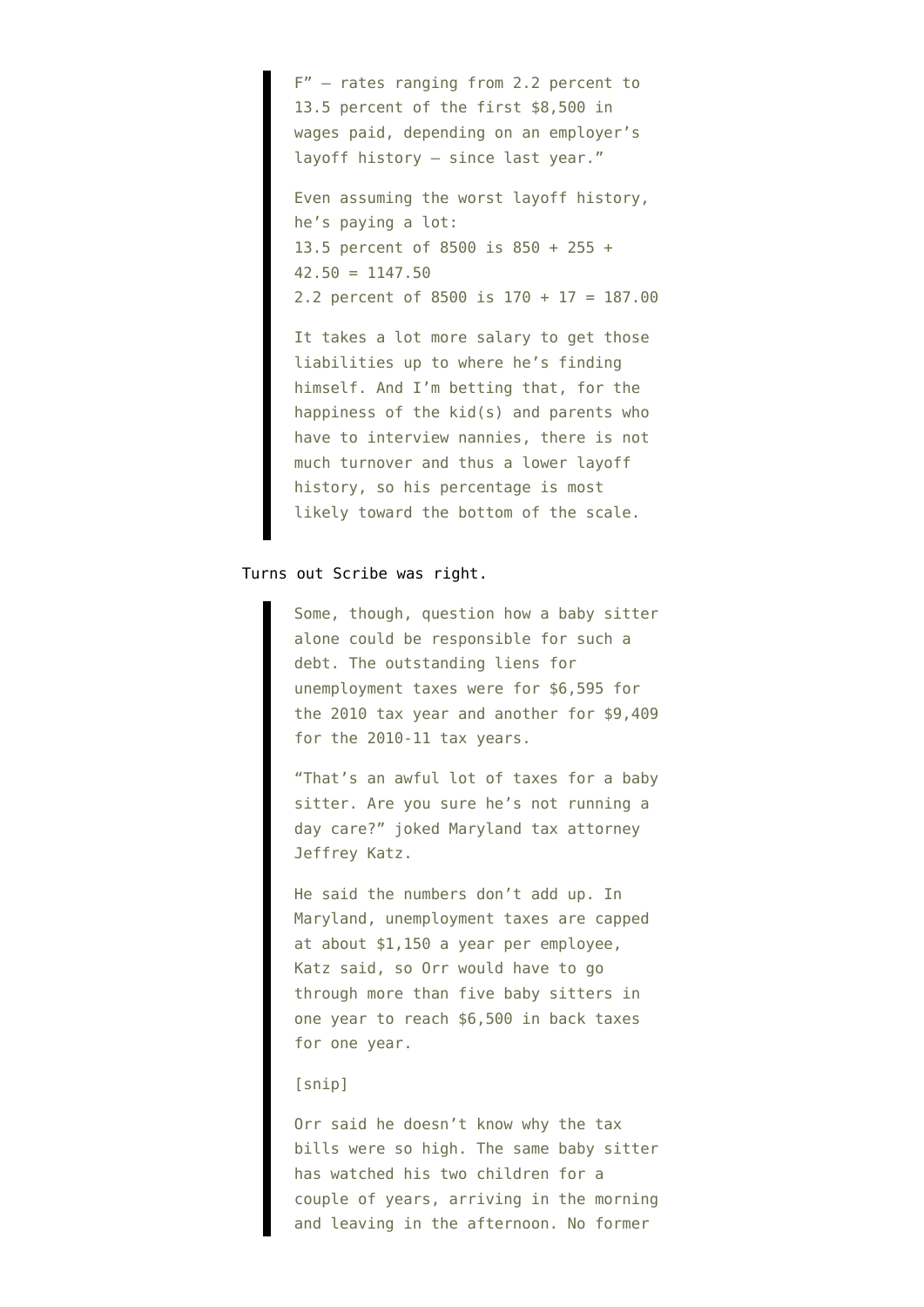> F" – rates ranging from 2.2 percent to 13.5 percent of the first $8,500 in wages paid, depending on an employer's layoff history – since last year."
>
> Even assuming the worst layoff history, he's paying a lot:
> 13.5 percent of 8500 is 850 + 255 + 42.50 = 1147.50
> 2.2 percent of 8500 is 170 + 17 = 187.00
>
> It takes a lot more salary to get those liabilities up to where he's finding himself. And I'm betting that, for the happiness of the kid(s) and parents who have to interview nannies, there is not much turnover and thus a lower layoff history, so his percentage is most likely toward the bottom of the scale.

Turns out Scribe was right.

> Some, though, question how a baby sitter alone could be responsible for such a debt. The outstanding liens for unemployment taxes were for $6,595 for the 2010 tax year and another for $9,409 for the 2010-11 tax years.
>
> "That's an awful lot of taxes for a baby sitter. Are you sure he's not running a day care?" joked Maryland tax attorney Jeffrey Katz.
>
> He said the numbers don't add up. In Maryland, unemployment taxes are capped at about $1,150 a year per employee, Katz said, so Orr would have to go through more than five baby sitters in one year to reach $6,500 in back taxes for one year.
>
> [snip]
>
> Orr said he doesn't know why the tax bills were so high. The same baby sitter has watched his two children for a couple of years, arriving in the morning and leaving in the afternoon. No former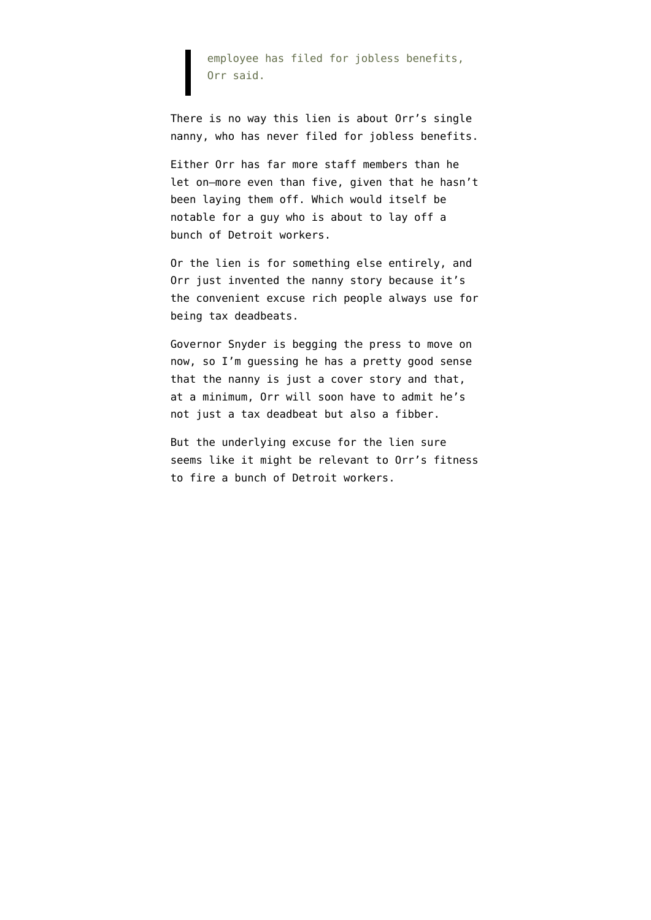> employee has filed for jobless benefits, Orr said.

There is no way this lien is about Orr's single nanny, who has never filed for jobless benefits.

Either Orr has far more staff members than he let on—more even than five, given that he hasn't been laying them off. Which would itself be notable for a guy who is about to lay off a bunch of Detroit workers.

Or the lien is for something else entirely, and Orr just invented the nanny story because it's the convenient excuse rich people always use for being tax deadbeats.

Governor Snyder is begging the press to move on now, so I'm guessing he has a pretty good sense that the nanny is just a cover story and that, at a minimum, Orr will soon have to admit he's not just a tax deadbeat but also a fibber.

But the underlying excuse for the lien sure seems like it might be relevant to Orr's fitness to fire a bunch of Detroit workers.